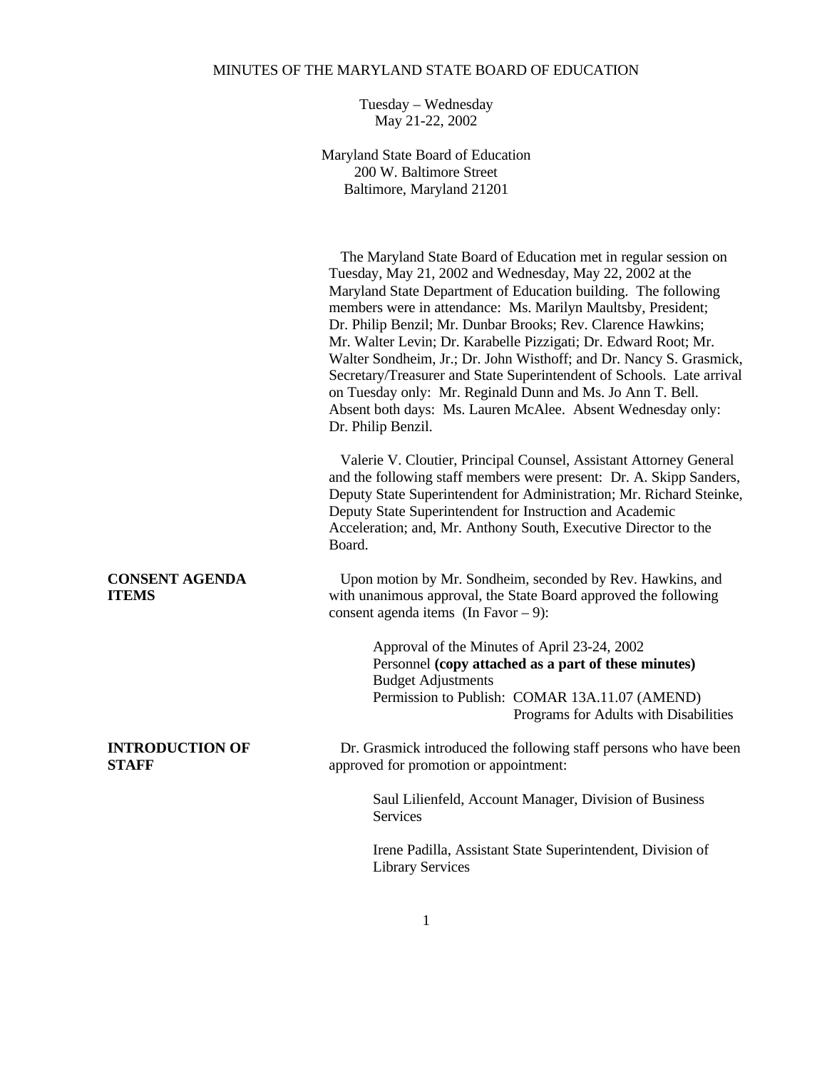# MINUTES OF THE MARYLAND STATE BOARD OF EDUCATION

Tuesday – Wednesday
May 21-22, 2002

Maryland State Board of Education
200 W. Baltimore Street
Baltimore, Maryland 21201

The Maryland State Board of Education met in regular session on Tuesday, May 21, 2002 and Wednesday, May 22, 2002 at the Maryland State Department of Education building. The following members were in attendance: Ms. Marilyn Maultsby, President; Dr. Philip Benzil; Mr. Dunbar Brooks; Rev. Clarence Hawkins; Mr. Walter Levin; Dr. Karabelle Pizzigati; Dr. Edward Root; Mr. Walter Sondheim, Jr.; Dr. John Wisthoff; and Dr. Nancy S. Grasmick, Secretary/Treasurer and State Superintendent of Schools. Late arrival on Tuesday only: Mr. Reginald Dunn and Ms. Jo Ann T. Bell. Absent both days: Ms. Lauren McAlee. Absent Wednesday only: Dr. Philip Benzil.

Valerie V. Cloutier, Principal Counsel, Assistant Attorney General and the following staff members were present: Dr. A. Skipp Sanders, Deputy State Superintendent for Administration; Mr. Richard Steinke, Deputy State Superintendent for Instruction and Academic Acceleration; and, Mr. Anthony South, Executive Director to the Board.

**CONSENT AGENDA ITEMS**

Upon motion by Mr. Sondheim, seconded by Rev. Hawkins, and with unanimous approval, the State Board approved the following consent agenda items (In Favor – 9):

Approval of the Minutes of April 23-24, 2002
Personnel **(copy attached as a part of these minutes)**
Budget Adjustments
Permission to Publish: COMAR 13A.11.07 (AMEND)
Programs for Adults with Disabilities

**INTRODUCTION OF STAFF**

Dr. Grasmick introduced the following staff persons who have been approved for promotion or appointment:

Saul Lilienfeld, Account Manager, Division of Business Services

Irene Padilla, Assistant State Superintendent, Division of Library Services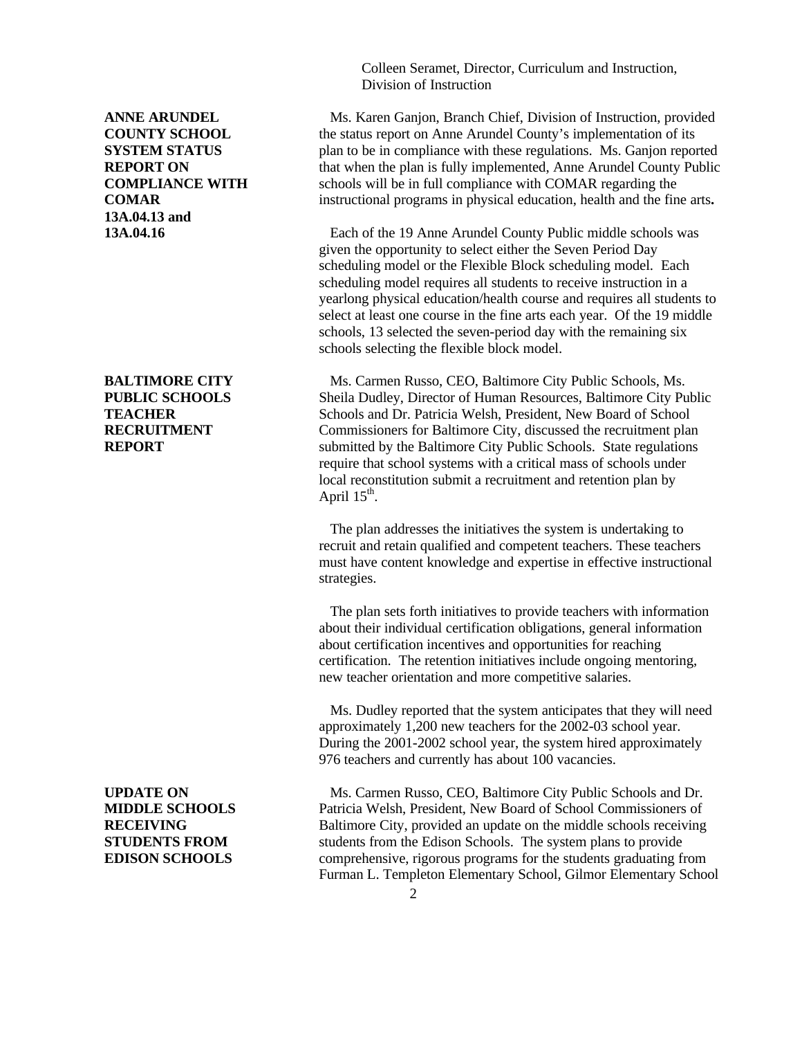Colleen Seramet, Director, Curriculum and Instruction, Division of Instruction

**ANNE ARUNDEL COUNTY SCHOOL SYSTEM STATUS REPORT ON COMPLIANCE WITH COMAR 13A.04.13 and 13A.04.16**

Ms. Karen Ganjon, Branch Chief, Division of Instruction, provided the status report on Anne Arundel County's implementation of its plan to be in compliance with these regulations. Ms. Ganjon reported that when the plan is fully implemented, Anne Arundel County Public schools will be in full compliance with COMAR regarding the instructional programs in physical education, health and the fine arts**.**

Each of the 19 Anne Arundel County Public middle schools was given the opportunity to select either the Seven Period Day scheduling model or the Flexible Block scheduling model. Each scheduling model requires all students to receive instruction in a yearlong physical education/health course and requires all students to select at least one course in the fine arts each year. Of the 19 middle schools, 13 selected the seven-period day with the remaining six schools selecting the flexible block model.

**BALTIMORE CITY PUBLIC SCHOOLS TEACHER RECRUITMENT REPORT**

Ms. Carmen Russo, CEO, Baltimore City Public Schools, Ms. Sheila Dudley, Director of Human Resources, Baltimore City Public Schools and Dr. Patricia Welsh, President, New Board of School Commissioners for Baltimore City, discussed the recruitment plan submitted by the Baltimore City Public Schools. State regulations require that school systems with a critical mass of schools under local reconstitution submit a recruitment and retention plan by April 15th.

The plan addresses the initiatives the system is undertaking to recruit and retain qualified and competent teachers. These teachers must have content knowledge and expertise in effective instructional strategies.

The plan sets forth initiatives to provide teachers with information about their individual certification obligations, general information about certification incentives and opportunities for reaching certification. The retention initiatives include ongoing mentoring, new teacher orientation and more competitive salaries.

Ms. Dudley reported that the system anticipates that they will need approximately 1,200 new teachers for the 2002-03 school year. During the 2001-2002 school year, the system hired approximately 976 teachers and currently has about 100 vacancies.

**UPDATE ON MIDDLE SCHOOLS RECEIVING STUDENTS FROM EDISON SCHOOLS**

Ms. Carmen Russo, CEO, Baltimore City Public Schools and Dr. Patricia Welsh, President, New Board of School Commissioners of Baltimore City, provided an update on the middle schools receiving students from the Edison Schools. The system plans to provide comprehensive, rigorous programs for the students graduating from Furman L. Templeton Elementary School, Gilmor Elementary School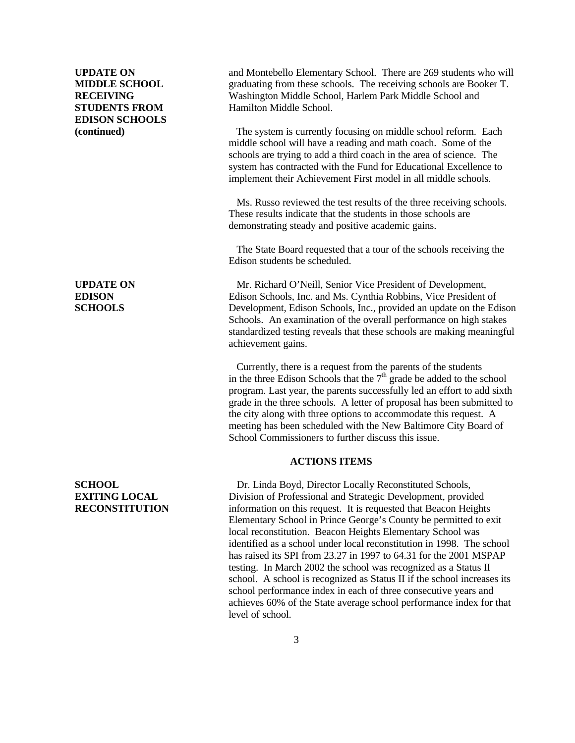**UPDATE ON MIDDLE SCHOOL RECEIVING STUDENTS FROM EDISON SCHOOLS (continued)**

and Montebello Elementary School. There are 269 students who will graduating from these schools. The receiving schools are Booker T. Washington Middle School, Harlem Park Middle School and Hamilton Middle School.

The system is currently focusing on middle school reform. Each middle school will have a reading and math coach. Some of the schools are trying to add a third coach in the area of science. The system has contracted with the Fund for Educational Excellence to implement their Achievement First model in all middle schools.

Ms. Russo reviewed the test results of the three receiving schools. These results indicate that the students in those schools are demonstrating steady and positive academic gains.

The State Board requested that a tour of the schools receiving the Edison students be scheduled.

**UPDATE ON EDISON SCHOOLS**

Mr. Richard O'Neill, Senior Vice President of Development, Edison Schools, Inc. and Ms. Cynthia Robbins, Vice President of Development, Edison Schools, Inc., provided an update on the Edison Schools. An examination of the overall performance on high stakes standardized testing reveals that these schools are making meaningful achievement gains.

Currently, there is a request from the parents of the students in the three Edison Schools that the 7th grade be added to the school program. Last year, the parents successfully led an effort to add sixth grade in the three schools. A letter of proposal has been submitted to the city along with three options to accommodate this request. A meeting has been scheduled with the New Baltimore City Board of School Commissioners to further discuss this issue.

## ACTIONS ITEMS

**SCHOOL EXITING LOCAL RECONSTITUTION**

Dr. Linda Boyd, Director Locally Reconstituted Schools, Division of Professional and Strategic Development, provided information on this request. It is requested that Beacon Heights Elementary School in Prince George's County be permitted to exit local reconstitution. Beacon Heights Elementary School was identified as a school under local reconstitution in 1998. The school has raised its SPI from 23.27 in 1997 to 64.31 for the 2001 MSPAP testing. In March 2002 the school was recognized as a Status II school. A school is recognized as Status II if the school increases its school performance index in each of three consecutive years and achieves 60% of the State average school performance index for that level of school.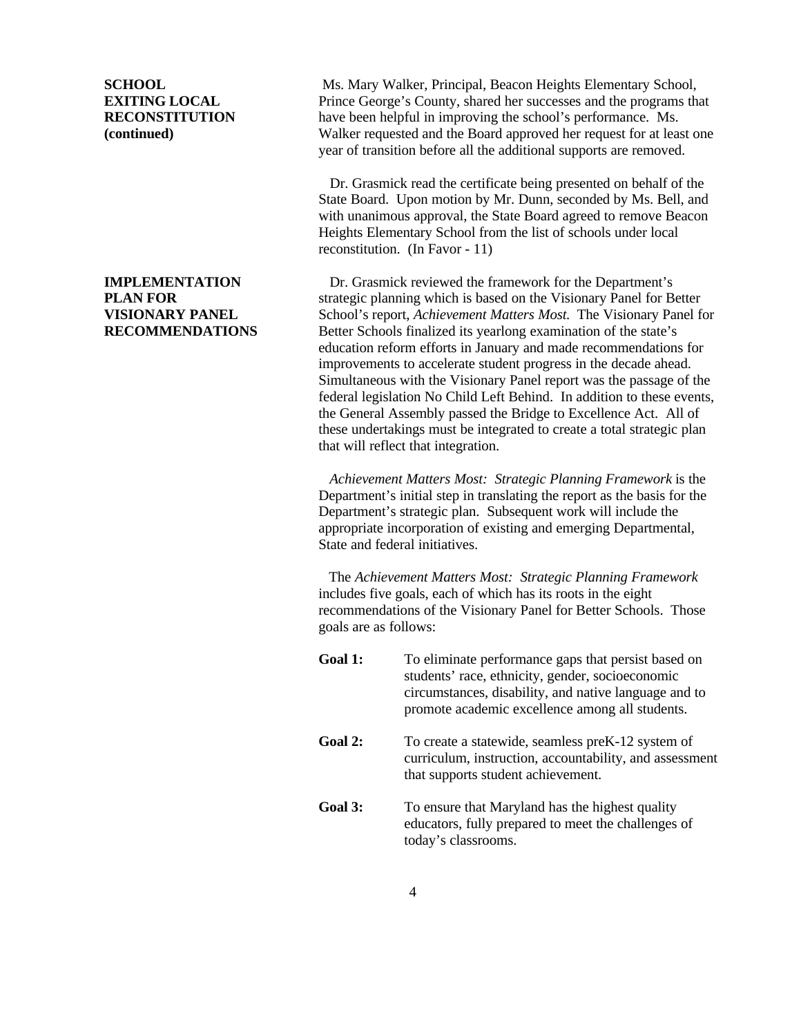**SCHOOL EXITING LOCAL RECONSTITUTION (continued)**

Ms. Mary Walker, Principal, Beacon Heights Elementary School, Prince George's County, shared her successes and the programs that have been helpful in improving the school's performance. Ms. Walker requested and the Board approved her request for at least one year of transition before all the additional supports are removed.

Dr. Grasmick read the certificate being presented on behalf of the State Board. Upon motion by Mr. Dunn, seconded by Ms. Bell, and with unanimous approval, the State Board agreed to remove Beacon Heights Elementary School from the list of schools under local reconstitution. (In Favor - 11)

**IMPLEMENTATION PLAN FOR VISIONARY PANEL RECOMMENDATIONS**

Dr. Grasmick reviewed the framework for the Department's strategic planning which is based on the Visionary Panel for Better School's report, *Achievement Matters Most.* The Visionary Panel for Better Schools finalized its yearlong examination of the state's education reform efforts in January and made recommendations for improvements to accelerate student progress in the decade ahead. Simultaneous with the Visionary Panel report was the passage of the federal legislation No Child Left Behind. In addition to these events, the General Assembly passed the Bridge to Excellence Act. All of these undertakings must be integrated to create a total strategic plan that will reflect that integration.

*Achievement Matters Most: Strategic Planning Framework* is the Department's initial step in translating the report as the basis for the Department's strategic plan. Subsequent work will include the appropriate incorporation of existing and emerging Departmental, State and federal initiatives.

The *Achievement Matters Most: Strategic Planning Framework* includes five goals, each of which has its roots in the eight recommendations of the Visionary Panel for Better Schools. Those goals are as follows:

**Goal 1:** To eliminate performance gaps that persist based on students' race, ethnicity, gender, socioeconomic circumstances, disability, and native language and to promote academic excellence among all students.

**Goal 2:** To create a statewide, seamless preK-12 system of curriculum, instruction, accountability, and assessment that supports student achievement.

**Goal 3:** To ensure that Maryland has the highest quality educators, fully prepared to meet the challenges of today's classrooms.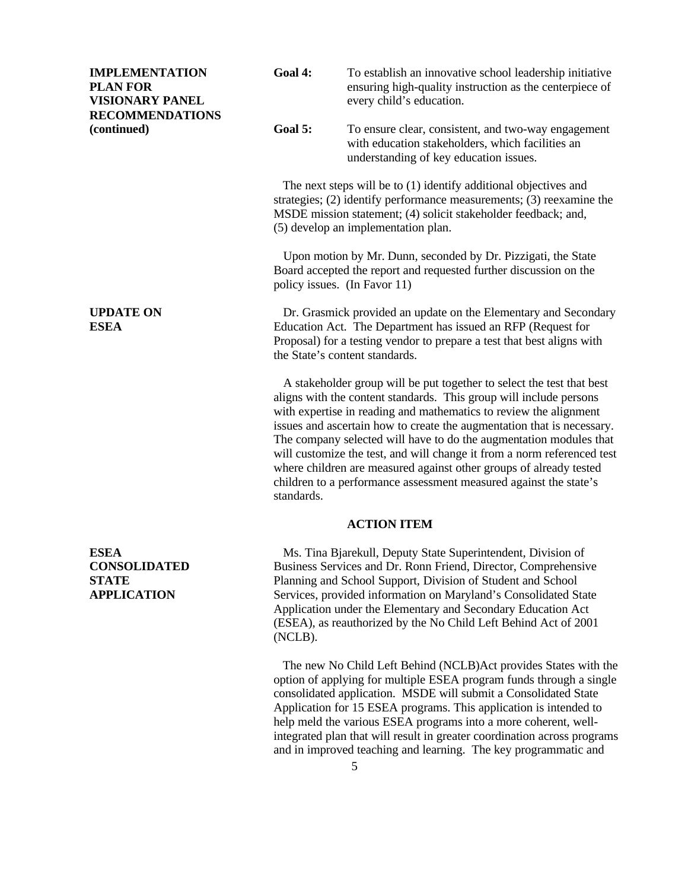**IMPLEMENTATION PLAN FOR VISIONARY PANEL RECOMMENDATIONS (continued)**

**Goal 4:** To establish an innovative school leadership initiative ensuring high-quality instruction as the centerpiece of every child's education.

**Goal 5:** To ensure clear, consistent, and two-way engagement with education stakeholders, which facilities an understanding of key education issues.

The next steps will be to (1) identify additional objectives and strategies; (2) identify performance measurements; (3) reexamine the MSDE mission statement; (4) solicit stakeholder feedback; and, (5) develop an implementation plan.

Upon motion by Mr. Dunn, seconded by Dr. Pizzigati, the State Board accepted the report and requested further discussion on the policy issues. (In Favor 11)

**UPDATE ON ESEA**

Dr. Grasmick provided an update on the Elementary and Secondary Education Act. The Department has issued an RFP (Request for Proposal) for a testing vendor to prepare a test that best aligns with the State's content standards.

A stakeholder group will be put together to select the test that best aligns with the content standards. This group will include persons with expertise in reading and mathematics to review the alignment issues and ascertain how to create the augmentation that is necessary. The company selected will have to do the augmentation modules that will customize the test, and will change it from a norm referenced test where children are measured against other groups of already tested children to a performance assessment measured against the state's standards.

**ACTION ITEM**

**ESEA CONSOLIDATED STATE APPLICATION**

Ms. Tina Bjarekull, Deputy State Superintendent, Division of Business Services and Dr. Ronn Friend, Director, Comprehensive Planning and School Support, Division of Student and School Services, provided information on Maryland's Consolidated State Application under the Elementary and Secondary Education Act (ESEA), as reauthorized by the No Child Left Behind Act of 2001 (NCLB).

The new No Child Left Behind (NCLB)Act provides States with the option of applying for multiple ESEA program funds through a single consolidated application. MSDE will submit a Consolidated State Application for 15 ESEA programs. This application is intended to help meld the various ESEA programs into a more coherent, well-integrated plan that will result in greater coordination across programs and in improved teaching and learning. The key programmatic and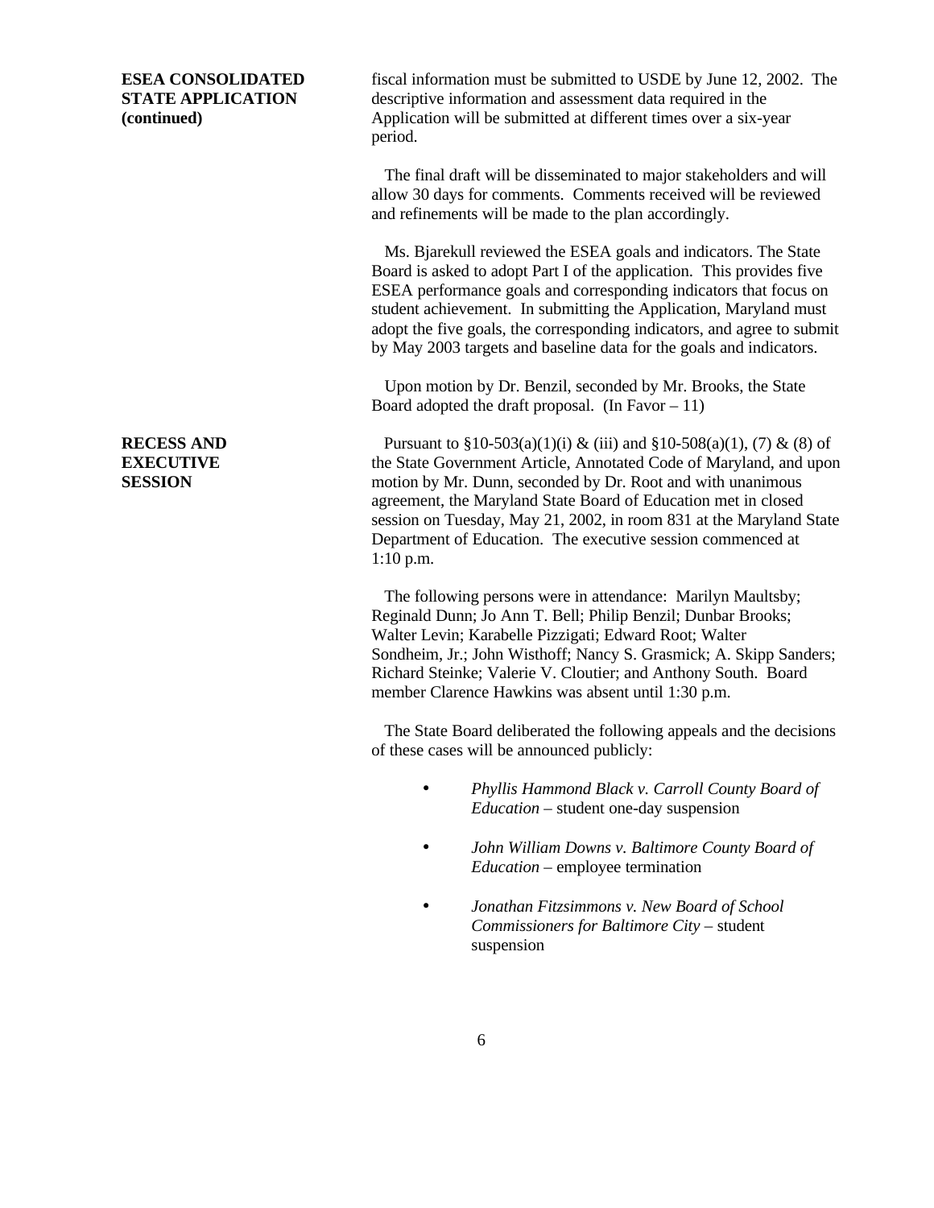**ESEA CONSOLIDATED STATE APPLICATION (continued)**

fiscal information must be submitted to USDE by June 12, 2002. The descriptive information and assessment data required in the Application will be submitted at different times over a six-year period.

The final draft will be disseminated to major stakeholders and will allow 30 days for comments. Comments received will be reviewed and refinements will be made to the plan accordingly.

Ms. Bjarekull reviewed the ESEA goals and indicators. The State Board is asked to adopt Part I of the application. This provides five ESEA performance goals and corresponding indicators that focus on student achievement. In submitting the Application, Maryland must adopt the five goals, the corresponding indicators, and agree to submit by May 2003 targets and baseline data for the goals and indicators.

Upon motion by Dr. Benzil, seconded by Mr. Brooks, the State Board adopted the draft proposal. (In Favor – 11)

**RECESS AND EXECUTIVE SESSION**

Pursuant to §10-503(a)(1)(i) & (iii) and §10-508(a)(1), (7) & (8) of the State Government Article, Annotated Code of Maryland, and upon motion by Mr. Dunn, seconded by Dr. Root and with unanimous agreement, the Maryland State Board of Education met in closed session on Tuesday, May 21, 2002, in room 831 at the Maryland State Department of Education. The executive session commenced at 1:10 p.m.

The following persons were in attendance: Marilyn Maultsby; Reginald Dunn; Jo Ann T. Bell; Philip Benzil; Dunbar Brooks; Walter Levin; Karabelle Pizzigati; Edward Root; Walter Sondheim, Jr.; John Wisthoff; Nancy S. Grasmick; A. Skipp Sanders; Richard Steinke; Valerie V. Cloutier; and Anthony South. Board member Clarence Hawkins was absent until 1:30 p.m.

The State Board deliberated the following appeals and the decisions of these cases will be announced publicly:

- *Phyllis Hammond Black v. Carroll County Board of Education* – student one-day suspension
- *John William Downs v. Baltimore County Board of Education* – employee termination
- *Jonathan Fitzsimmons v. New Board of School Commissioners for Baltimore City* – student suspension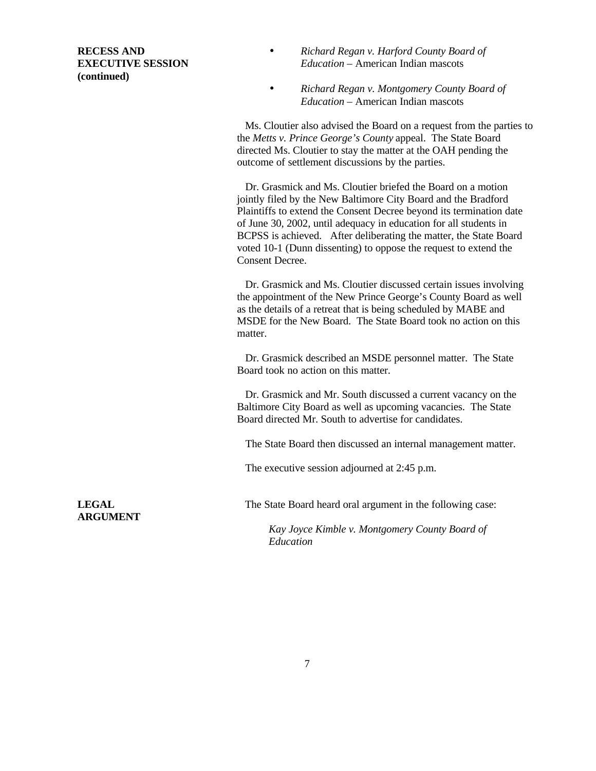**RECESS AND EXECUTIVE SESSION (continued)**

- *Richard Regan v. Harford County Board of Education* – American Indian mascots
- *Richard Regan v. Montgomery County Board of Education* – American Indian mascots

Ms. Cloutier also advised the Board on a request from the parties to the *Metts v. Prince George's County* appeal. The State Board directed Ms. Cloutier to stay the matter at the OAH pending the outcome of settlement discussions by the parties.

Dr. Grasmick and Ms. Cloutier briefed the Board on a motion jointly filed by the New Baltimore City Board and the Bradford Plaintiffs to extend the Consent Decree beyond its termination date of June 30, 2002, until adequacy in education for all students in BCPSS is achieved. After deliberating the matter, the State Board voted 10-1 (Dunn dissenting) to oppose the request to extend the Consent Decree.

Dr. Grasmick and Ms. Cloutier discussed certain issues involving the appointment of the New Prince George's County Board as well as the details of a retreat that is being scheduled by MABE and MSDE for the New Board. The State Board took no action on this matter.

Dr. Grasmick described an MSDE personnel matter. The State Board took no action on this matter.

Dr. Grasmick and Mr. South discussed a current vacancy on the Baltimore City Board as well as upcoming vacancies. The State Board directed Mr. South to advertise for candidates.

The State Board then discussed an internal management matter.

The executive session adjourned at 2:45 p.m.

**LEGAL ARGUMENT**

The State Board heard oral argument in the following case:

*Kay Joyce Kimble v. Montgomery County Board of Education*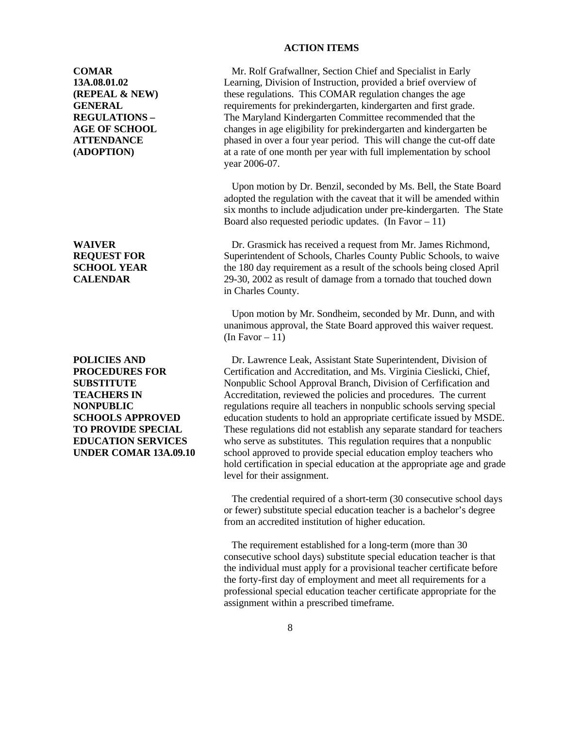## ACTION ITEMS

**COMAR 13A.08.01.02 (REPEAL & NEW) GENERAL REGULATIONS – AGE OF SCHOOL ATTENDANCE (ADOPTION)**

Mr. Rolf Grafwallner, Section Chief and Specialist in Early Learning, Division of Instruction, provided a brief overview of these regulations. This COMAR regulation changes the age requirements for prekindergarten, kindergarten and first grade. The Maryland Kindergarten Committee recommended that the changes in age eligibility for prekindergarten and kindergarten be phased in over a four year period. This will change the cut-off date at a rate of one month per year with full implementation by school year 2006-07.

Upon motion by Dr. Benzil, seconded by Ms. Bell, the State Board adopted the regulation with the caveat that it will be amended within six months to include adjudication under pre-kindergarten. The State Board also requested periodic updates. (In Favor – 11)

**WAIVER REQUEST FOR SCHOOL YEAR CALENDAR**

Dr. Grasmick has received a request from Mr. James Richmond, Superintendent of Schools, Charles County Public Schools, to waive the 180 day requirement as a result of the schools being closed April 29-30, 2002 as result of damage from a tornado that touched down in Charles County.

Upon motion by Mr. Sondheim, seconded by Mr. Dunn, and with unanimous approval, the State Board approved this waiver request. (In Favor – 11)

**POLICIES AND PROCEDURES FOR SUBSTITUTE TEACHERS IN NONPUBLIC SCHOOLS APPROVED TO PROVIDE SPECIAL EDUCATION SERVICES UNDER COMAR 13A.09.10**

Dr. Lawrence Leak, Assistant State Superintendent, Division of Certification and Accreditation, and Ms. Virginia Cieslicki, Chief, Nonpublic School Approval Branch, Division of Cerfification and Accreditation, reviewed the policies and procedures. The current regulations require all teachers in nonpublic schools serving special education students to hold an appropriate certificate issued by MSDE. These regulations did not establish any separate standard for teachers who serve as substitutes. This regulation requires that a nonpublic school approved to provide special education employ teachers who hold certification in special education at the appropriate age and grade level for their assignment.

The credential required of a short-term (30 consecutive school days or fewer) substitute special education teacher is a bachelor's degree from an accredited institution of higher education.

The requirement established for a long-term (more than 30 consecutive school days) substitute special education teacher is that the individual must apply for a provisional teacher certificate before the forty-first day of employment and meet all requirements for a professional special education teacher certificate appropriate for the assignment within a prescribed timeframe.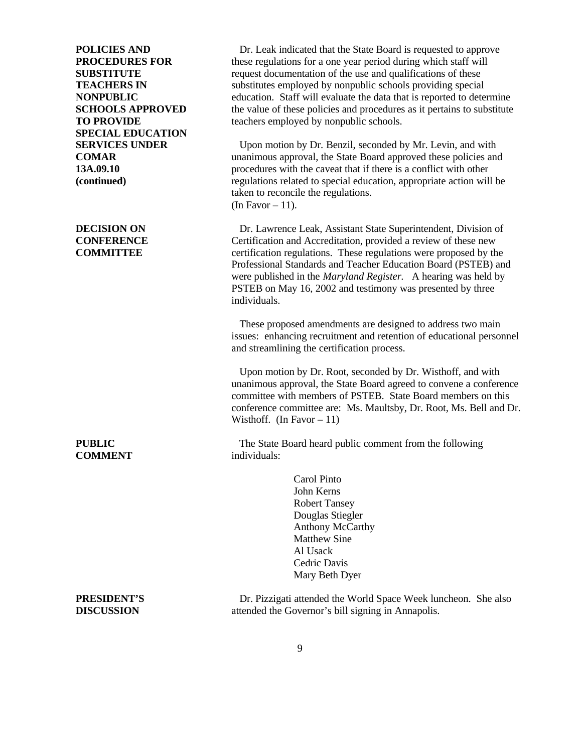**POLICIES AND PROCEDURES FOR SUBSTITUTE TEACHERS IN NONPUBLIC SCHOOLS APPROVED TO PROVIDE SPECIAL EDUCATION SERVICES UNDER COMAR 13A.09.10 (continued)**

Dr. Leak indicated that the State Board is requested to approve these regulations for a one year period during which staff will request documentation of the use and qualifications of these substitutes employed by nonpublic schools providing special education. Staff will evaluate the data that is reported to determine the value of these policies and procedures as it pertains to substitute teachers employed by nonpublic schools.

Upon motion by Dr. Benzil, seconded by Mr. Levin, and with unanimous approval, the State Board approved these policies and procedures with the caveat that if there is a conflict with other regulations related to special education, appropriate action will be taken to reconcile the regulations.
(In Favor – 11).

**DECISION ON CONFERENCE COMMITTEE**

Dr. Lawrence Leak, Assistant State Superintendent, Division of Certification and Accreditation, provided a review of these new certification regulations. These regulations were proposed by the Professional Standards and Teacher Education Board (PSTEB) and were published in the *Maryland Register.* A hearing was held by PSTEB on May 16, 2002 and testimony was presented by three individuals.

These proposed amendments are designed to address two main issues: enhancing recruitment and retention of educational personnel and streamlining the certification process.

Upon motion by Dr. Root, seconded by Dr. Wisthoff, and with unanimous approval, the State Board agreed to convene a conference committee with members of PSTEB. State Board members on this conference committee are: Ms. Maultsby, Dr. Root, Ms. Bell and Dr. Wisthoff. (In Favor – 11)

**PUBLIC COMMENT**

The State Board heard public comment from the following individuals:

Carol Pinto
John Kerns
Robert Tansey
Douglas Stiegler
Anthony McCarthy
Matthew Sine
Al Usack
Cedric Davis
Mary Beth Dyer

**PRESIDENT'S DISCUSSION**

Dr. Pizzigati attended the World Space Week luncheon. She also attended the Governor's bill signing in Annapolis.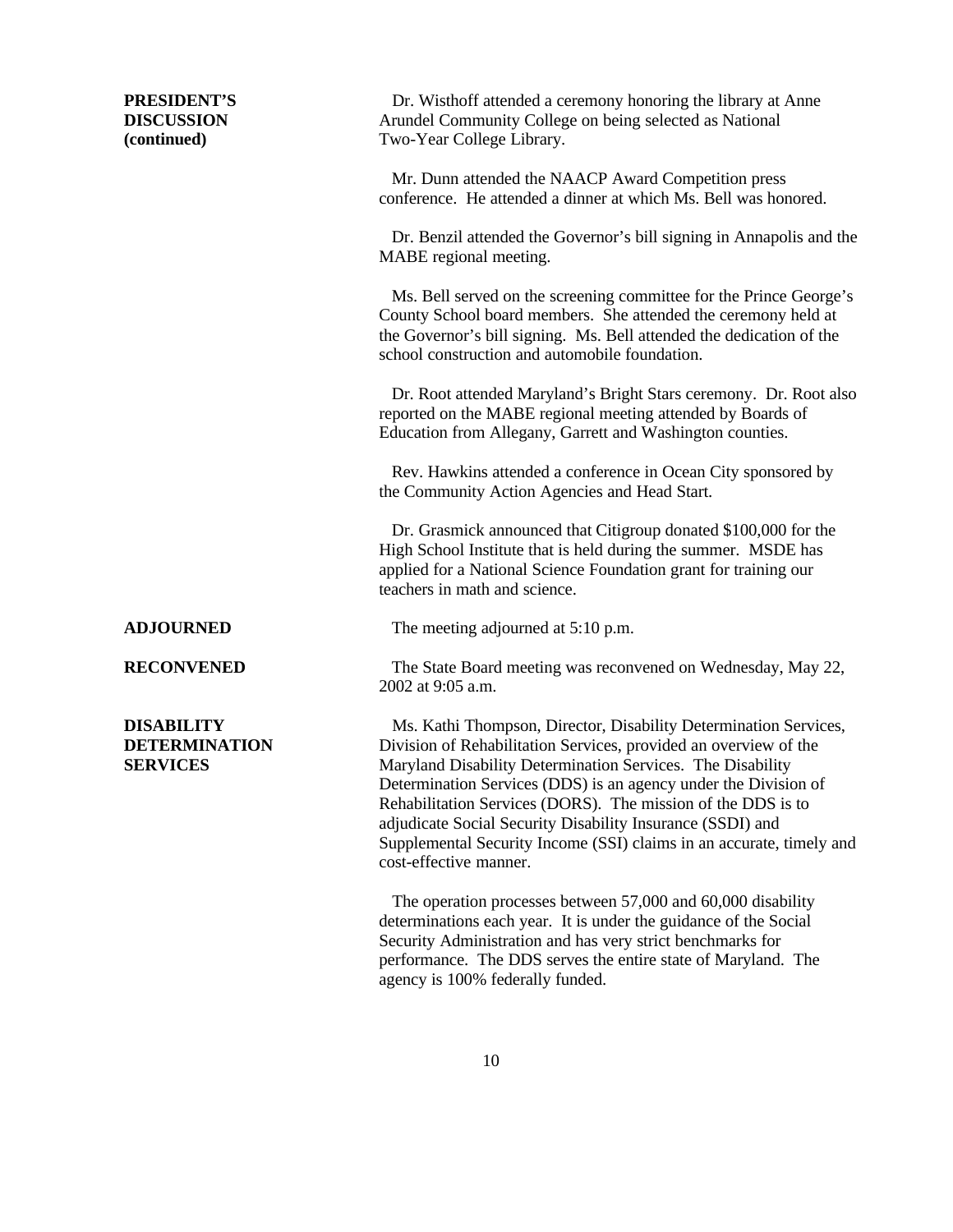**PRESIDENT'S DISCUSSION (continued)**

Dr. Wisthoff attended a ceremony honoring the library at Anne Arundel Community College on being selected as National Two-Year College Library.

Mr. Dunn attended the NAACP Award Competition press conference. He attended a dinner at which Ms. Bell was honored.

Dr. Benzil attended the Governor's bill signing in Annapolis and the MABE regional meeting.

Ms. Bell served on the screening committee for the Prince George's County School board members. She attended the ceremony held at the Governor's bill signing. Ms. Bell attended the dedication of the school construction and automobile foundation.

Dr. Root attended Maryland's Bright Stars ceremony. Dr. Root also reported on the MABE regional meeting attended by Boards of Education from Allegany, Garrett and Washington counties.

Rev. Hawkins attended a conference in Ocean City sponsored by the Community Action Agencies and Head Start.

Dr. Grasmick announced that Citigroup donated $100,000 for the High School Institute that is held during the summer. MSDE has applied for a National Science Foundation grant for training our teachers in math and science.

**ADJOURNED**

The meeting adjourned at 5:10 p.m.

**RECONVENED**

The State Board meeting was reconvened on Wednesday, May 22, 2002 at 9:05 a.m.

**DISABILITY DETERMINATION SERVICES**

Ms. Kathi Thompson, Director, Disability Determination Services, Division of Rehabilitation Services, provided an overview of the Maryland Disability Determination Services. The Disability Determination Services (DDS) is an agency under the Division of Rehabilitation Services (DORS). The mission of the DDS is to adjudicate Social Security Disability Insurance (SSDI) and Supplemental Security Income (SSI) claims in an accurate, timely and cost-effective manner.

The operation processes between 57,000 and 60,000 disability determinations each year. It is under the guidance of the Social Security Administration and has very strict benchmarks for performance. The DDS serves the entire state of Maryland. The agency is 100% federally funded.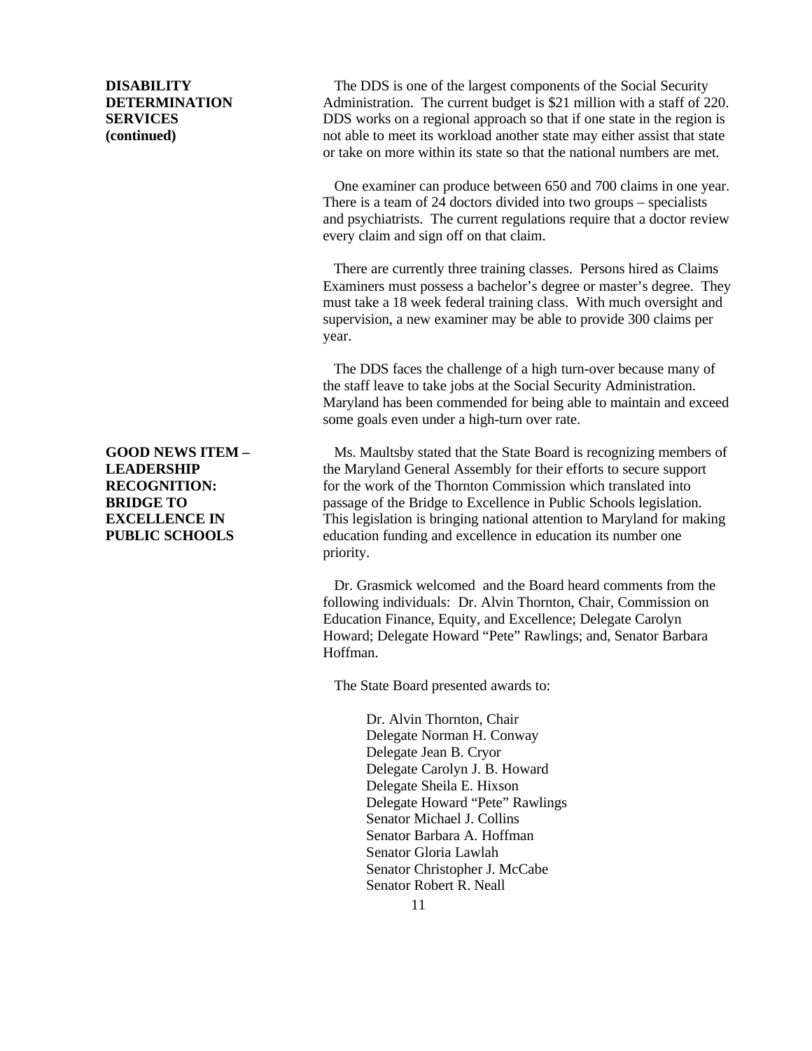**DISABILITY DETERMINATION SERVICES (continued)**

The DDS is one of the largest components of the Social Security Administration. The current budget is $21 million with a staff of 220. DDS works on a regional approach so that if one state in the region is not able to meet its workload another state may either assist that state or take on more within its state so that the national numbers are met.

One examiner can produce between 650 and 700 claims in one year. There is a team of 24 doctors divided into two groups – specialists and psychiatrists. The current regulations require that a doctor review every claim and sign off on that claim.

There are currently three training classes. Persons hired as Claims Examiners must possess a bachelor's degree or master's degree. They must take a 18 week federal training class. With much oversight and supervision, a new examiner may be able to provide 300 claims per year.

The DDS faces the challenge of a high turn-over because many of the staff leave to take jobs at the Social Security Administration. Maryland has been commended for being able to maintain and exceed some goals even under a high-turn over rate.

**GOOD NEWS ITEM – LEADERSHIP RECOGNITION: BRIDGE TO EXCELLENCE IN PUBLIC SCHOOLS**

Ms. Maultsby stated that the State Board is recognizing members of the Maryland General Assembly for their efforts to secure support for the work of the Thornton Commission which translated into passage of the Bridge to Excellence in Public Schools legislation. This legislation is bringing national attention to Maryland for making education funding and excellence in education its number one priority.

Dr. Grasmick welcomed and the Board heard comments from the following individuals: Dr. Alvin Thornton, Chair, Commission on Education Finance, Equity, and Excellence; Delegate Carolyn Howard; Delegate Howard "Pete" Rawlings; and, Senator Barbara Hoffman.

The State Board presented awards to:

Dr. Alvin Thornton, Chair
Delegate Norman H. Conway
Delegate Jean B. Cryor
Delegate Carolyn J. B. Howard
Delegate Sheila E. Hixson
Delegate Howard "Pete" Rawlings
Senator Michael J. Collins
Senator Barbara A. Hoffman
Senator Gloria Lawlah
Senator Christopher J. McCabe
Senator Robert R. Neall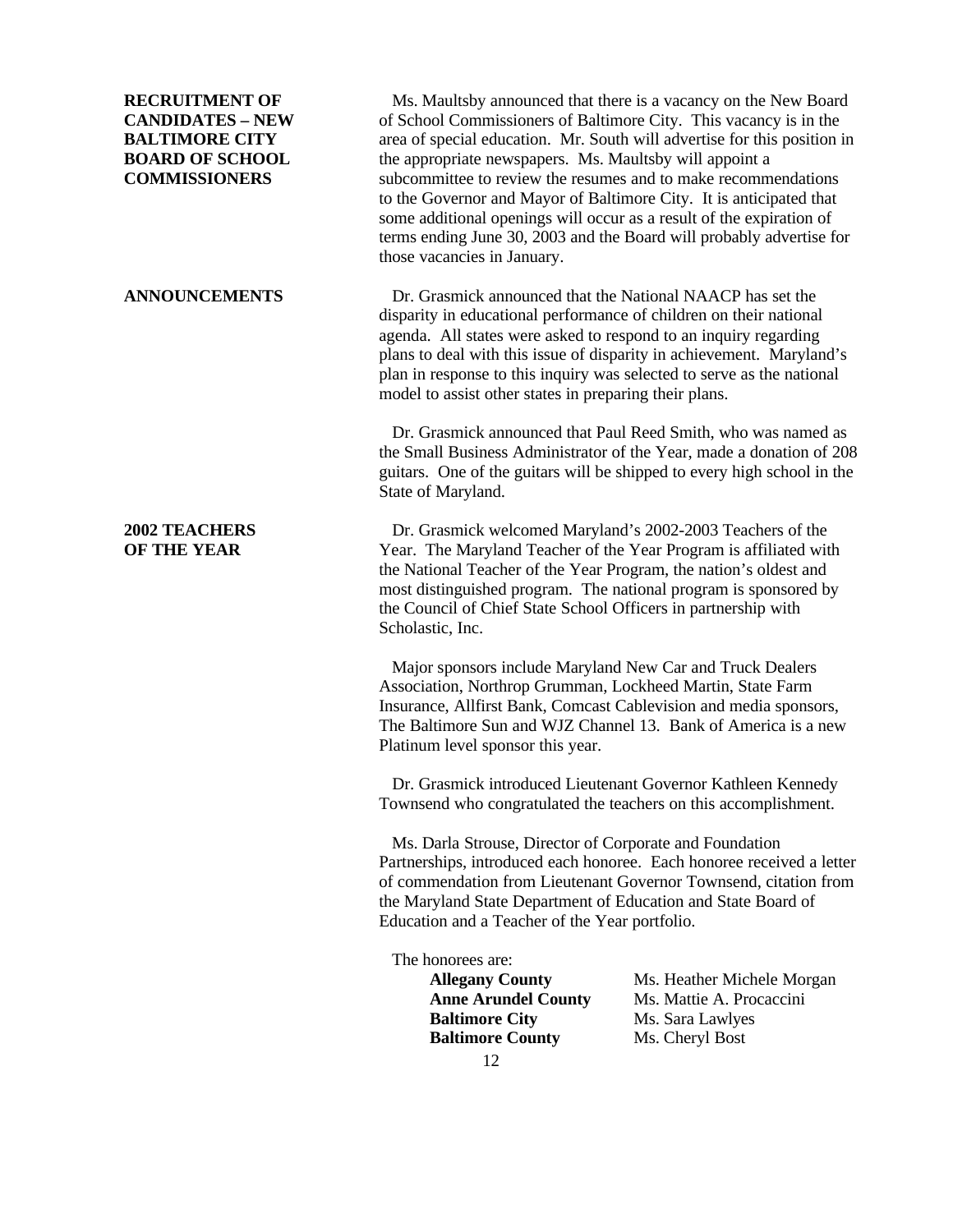**RECRUITMENT OF CANDIDATES – NEW BALTIMORE CITY BOARD OF SCHOOL COMMISSIONERS**

Ms. Maultsby announced that there is a vacancy on the New Board of School Commissioners of Baltimore City. This vacancy is in the area of special education. Mr. South will advertise for this position in the appropriate newspapers. Ms. Maultsby will appoint a subcommittee to review the resumes and to make recommendations to the Governor and Mayor of Baltimore City. It is anticipated that some additional openings will occur as a result of the expiration of terms ending June 30, 2003 and the Board will probably advertise for those vacancies in January.

**ANNOUNCEMENTS**

Dr. Grasmick announced that the National NAACP has set the disparity in educational performance of children on their national agenda. All states were asked to respond to an inquiry regarding plans to deal with this issue of disparity in achievement. Maryland's plan in response to this inquiry was selected to serve as the national model to assist other states in preparing their plans.

Dr. Grasmick announced that Paul Reed Smith, who was named as the Small Business Administrator of the Year, made a donation of 208 guitars. One of the guitars will be shipped to every high school in the State of Maryland.

**2002 TEACHERS OF THE YEAR**

Dr. Grasmick welcomed Maryland's 2002-2003 Teachers of the Year. The Maryland Teacher of the Year Program is affiliated with the National Teacher of the Year Program, the nation's oldest and most distinguished program. The national program is sponsored by the Council of Chief State School Officers in partnership with Scholastic, Inc.

Major sponsors include Maryland New Car and Truck Dealers Association, Northrop Grumman, Lockheed Martin, State Farm Insurance, Allfirst Bank, Comcast Cablevision and media sponsors, The Baltimore Sun and WJZ Channel 13. Bank of America is a new Platinum level sponsor this year.

Dr. Grasmick introduced Lieutenant Governor Kathleen Kennedy Townsend who congratulated the teachers on this accomplishment.

Ms. Darla Strouse, Director of Corporate and Foundation Partnerships, introduced each honoree. Each honoree received a letter of commendation from Lieutenant Governor Townsend, citation from the Maryland State Department of Education and State Board of Education and a Teacher of the Year portfolio.

The honorees are:

| | |
|---|---|
| **Allegany County** | Ms. Heather Michele Morgan |
| **Anne Arundel County** | Ms. Mattie A. Procaccini |
| **Baltimore City** | Ms. Sara Lawlyes |
| **Baltimore County** | Ms. Cheryl Bost |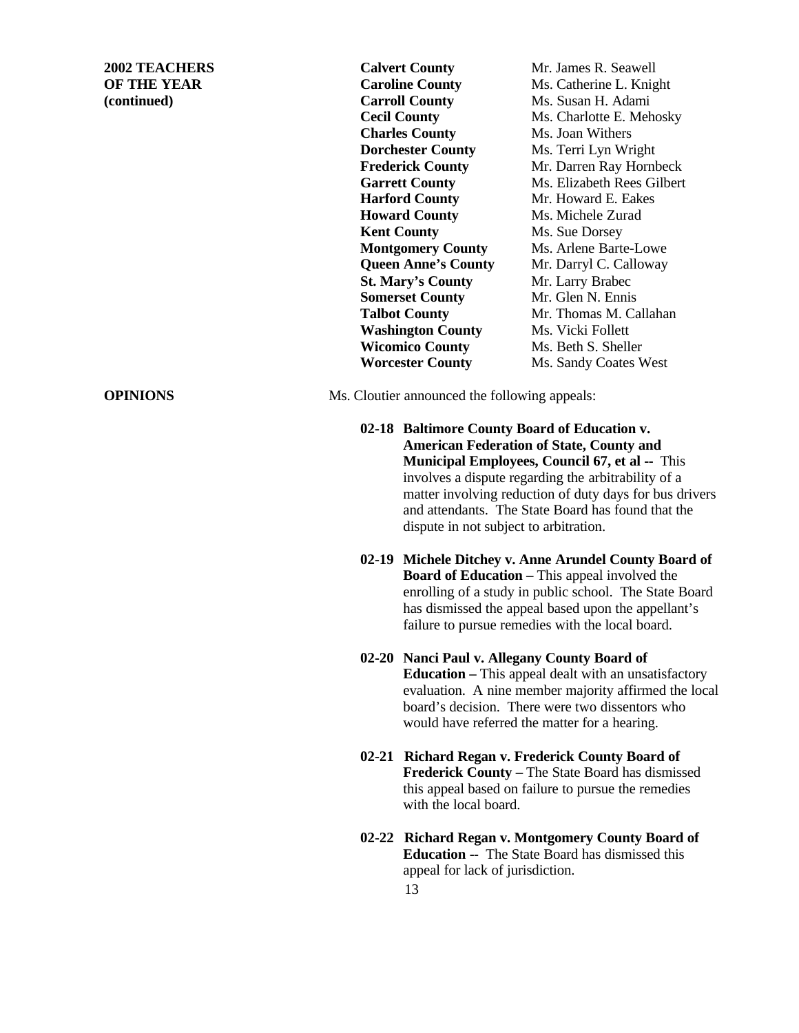**2002 TEACHERS OF THE YEAR (continued)**

| | |
|---|---|
| **Calvert County** | Mr. James R. Seawell |
| **Caroline County** | Ms. Catherine L. Knight |
| **Carroll County** | Ms. Susan H. Adami |
| **Cecil County** | Ms. Charlotte E. Mehosky |
| **Charles County** | Ms. Joan Withers |
| **Dorchester County** | Ms. Terri Lyn Wright |
| **Frederick County** | Mr. Darren Ray Hornbeck |
| **Garrett County** | Ms. Elizabeth Rees Gilbert |
| **Harford County** | Mr. Howard E. Eakes |
| **Howard County** | Ms. Michele Zurad |
| **Kent County** | Ms. Sue Dorsey |
| **Montgomery County** | Ms. Arlene Barte-Lowe |
| **Queen Anne's County** | Mr. Darryl C. Calloway |
| **St. Mary's County** | Mr. Larry Brabec |
| **Somerset County** | Mr. Glen N. Ennis |
| **Talbot County** | Mr. Thomas M. Callahan |
| **Washington County** | Ms. Vicki Follett |
| **Wicomico County** | Ms. Beth S. Sheller |
| **Worcester County** | Ms. Sandy Coates West |

**OPINIONS**

Ms. Cloutier announced the following appeals:

**02-18 Baltimore County Board of Education v. American Federation of State, County and Municipal Employees, Council 67, et al --** This involves a dispute regarding the arbitrability of a matter involving reduction of duty days for bus drivers and attendants. The State Board has found that the dispute in not subject to arbitration.

**02-19 Michele Ditchey v. Anne Arundel County Board of Board of Education –** This appeal involved the enrolling of a study in public school. The State Board has dismissed the appeal based upon the appellant's failure to pursue remedies with the local board.

**02-20 Nanci Paul v. Allegany County Board of Education –** This appeal dealt with an unsatisfactory evaluation. A nine member majority affirmed the local board's decision. There were two dissentors who would have referred the matter for a hearing.

**02-21 Richard Regan v. Frederick County Board of Frederick County –** The State Board has dismissed this appeal based on failure to pursue the remedies with the local board.

**02-22 Richard Regan v. Montgomery County Board of Education --** The State Board has dismissed this appeal for lack of jurisdiction.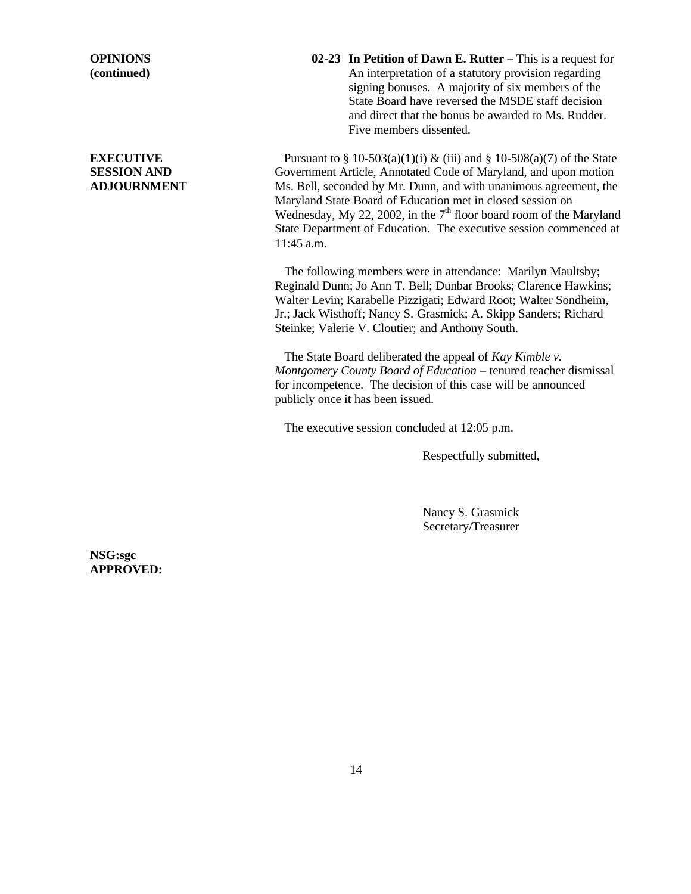**OPINIONS (continued)**

**02-23 In Petition of Dawn E. Rutter –** This is a request for An interpretation of a statutory provision regarding signing bonuses. A majority of six members of the State Board have reversed the MSDE staff decision and direct that the bonus be awarded to Ms. Rudder. Five members dissented.

**EXECUTIVE SESSION AND ADJOURNMENT**

Pursuant to § 10-503(a)(1)(i) & (iii) and § 10-508(a)(7) of the State Government Article, Annotated Code of Maryland, and upon motion Ms. Bell, seconded by Mr. Dunn, and with unanimous agreement, the Maryland State Board of Education met in closed session on Wednesday, My 22, 2002, in the 7th floor board room of the Maryland State Department of Education. The executive session commenced at 11:45 a.m.

The following members were in attendance: Marilyn Maultsby; Reginald Dunn; Jo Ann T. Bell; Dunbar Brooks; Clarence Hawkins; Walter Levin; Karabelle Pizzigati; Edward Root; Walter Sondheim, Jr.; Jack Wisthoff; Nancy S. Grasmick; A. Skipp Sanders; Richard Steinke; Valerie V. Cloutier; and Anthony South.

The State Board deliberated the appeal of *Kay Kimble v. Montgomery County Board of Education* – tenured teacher dismissal for incompetence. The decision of this case will be announced publicly once it has been issued.

The executive session concluded at 12:05 p.m.

Respectfully submitted,

Nancy S. Grasmick
Secretary/Treasurer

**NSG:sgc**
**APPROVED:**